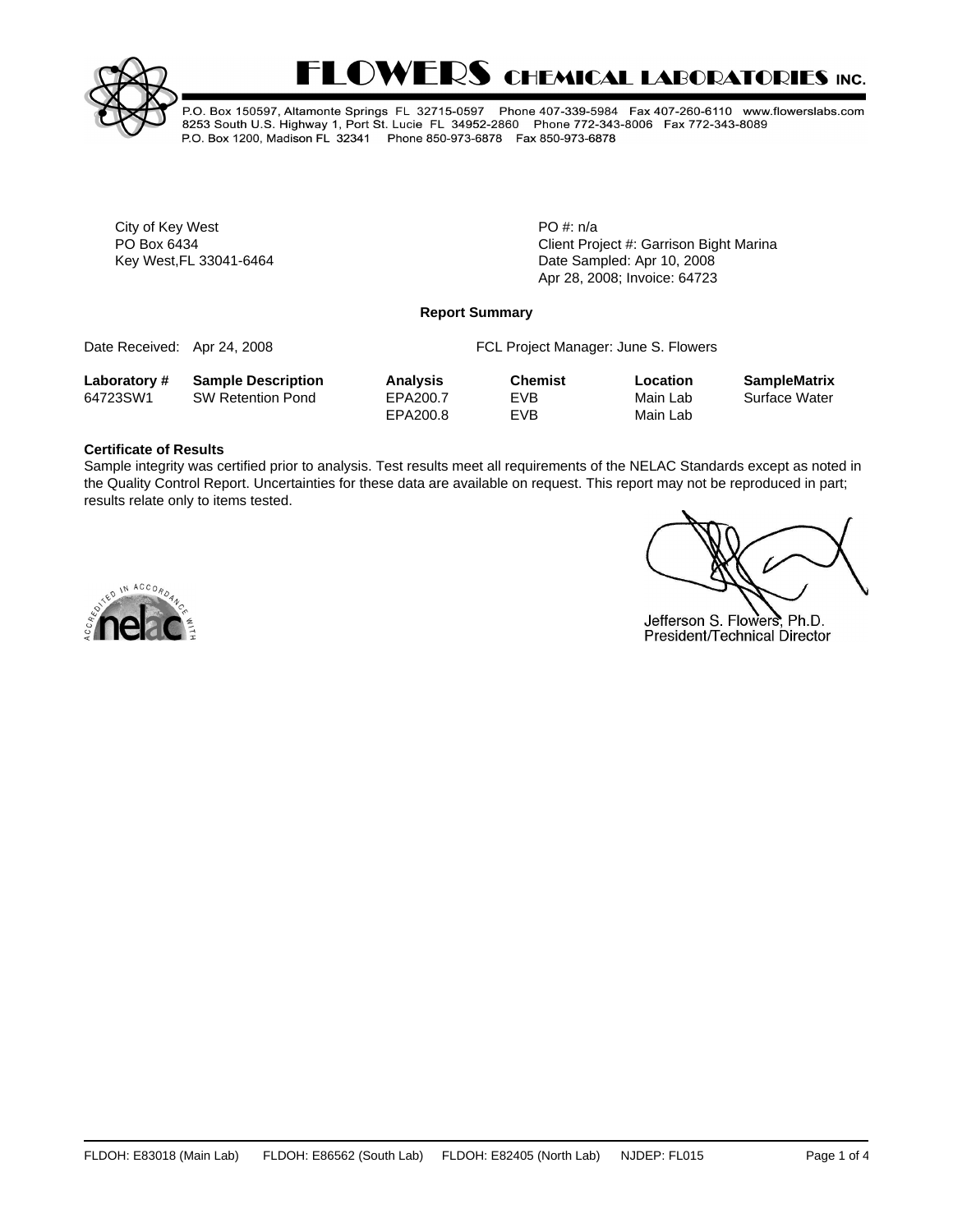# FLOWERS CHEMICAL LABORATORIES INC.

P.O. Box 150597, Altamonte Springs FL 32715-0597 Phone 407-339-5984 Fax 407-260-6110 www.flowerslabs.com
8253 South U.S. Highway 1, Port St. Lucie FL 34952-2860 Phone 772-343-8006 Fax 772-343-8089
P.O. Box 1200, Madison FL 32341 Phone 850-973-6878 Fax 850-973-6878

City of Key West
PO Box 6434
Key West,FL 33041-6464

PO #: n/a
Client Project #: Garrison Bight Marina
Date Sampled: Apr 10, 2008
Apr 28, 2008; Invoice: 64723

**Report Summary**

Date Received: Apr 24, 2008

FCL Project Manager: June S. Flowers

| Laboratory # | Sample Description | Analysis | Chemist | Location | SampleMatrix |
|---|---|---|---|---|---|
| 64723SW1 | SW Retention Pond | EPA200.7 | EVB | Main Lab | Surface Water |
| | | EPA200.8 | EVB | Main Lab | |

**Certificate of Results**

Sample integrity was certified prior to analysis. Test results meet all requirements of the NELAC Standards except as noted in the Quality Control Report. Uncertainties for these data are available on request. This report may not be reproduced in part; results relate only to items tested.

ACCREDITED IN ACCORDANCE WITH nelac

Jefferson S. Flowers, Ph.D.
President/Technical Director

FLDOH: E83018 (Main Lab) FLDOH: E86562 (South Lab) FLDOH: E82405 (North Lab) NJDEP: FL015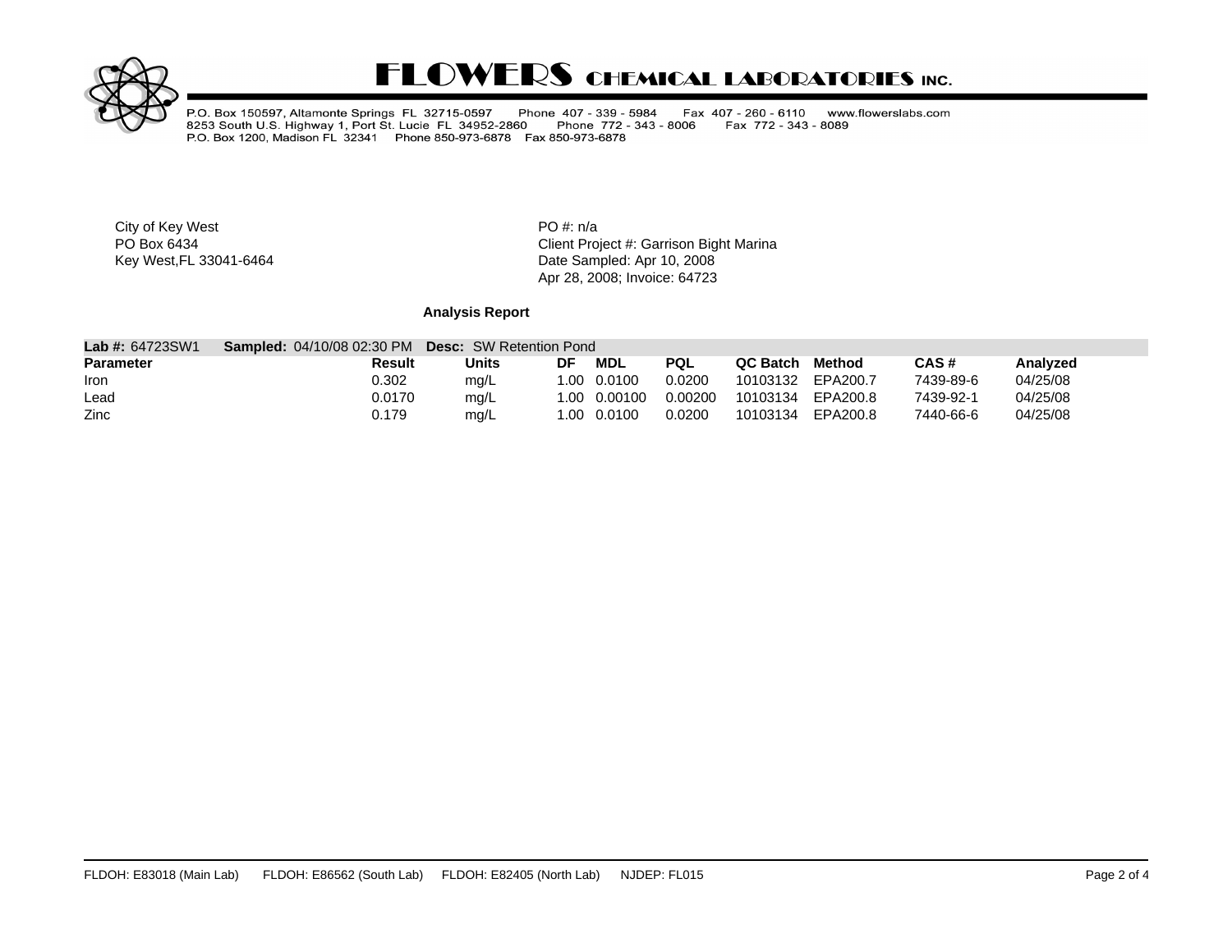# FLOWERS CHEMICAL LABORATORIES INC.

P.O. Box 150597, Altamonte Springs FL 32715-0597 Phone 407 - 339 - 5984 Fax 407 - 260 - 6110 www.flowerslabs.com
8253 South U.S. Highway 1, Port St. Lucie FL 34952-2860 Phone 772 - 343 - 8006 Fax 772 - 343 - 8089
P.O. Box 1200, Madison FL 32341 Phone 850-973-6878 Fax 850-973-6878

City of Key West
PO Box 6434
Key West,FL 33041-6464

PO #: n/a
Client Project #: Garrison Bight Marina
Date Sampled: Apr 10, 2008
Apr 28, 2008; Invoice: 64723

**Analysis Report**

**Lab #:** 64723SW1 **Sampled:** 04/10/08 02:30 PM **Desc:** SW Retention Pond

| Parameter | Result | Units | DF | MDL | PQL | QC Batch | Method | CAS # | Analyzed |
|---|---|---|---|---|---|---|---|---|---|
| Iron | 0.302 | mg/L | 1.00 | 0.0100 | 0.0200 | 10103132 | EPA200.7 | 7439-89-6 | 04/25/08 |
| Lead | 0.0170 | mg/L | 1.00 | 0.00100 | 0.00200 | 10103134 | EPA200.8 | 7439-92-1 | 04/25/08 |
| Zinc | 0.179 | mg/L | 1.00 | 0.0100 | 0.0200 | 10103134 | EPA200.8 | 7440-66-6 | 04/25/08 |

FLDOH: E83018 (Main Lab) FLDOH: E86562 (South Lab) FLDOH: E82405 (North Lab) NJDEP: FL015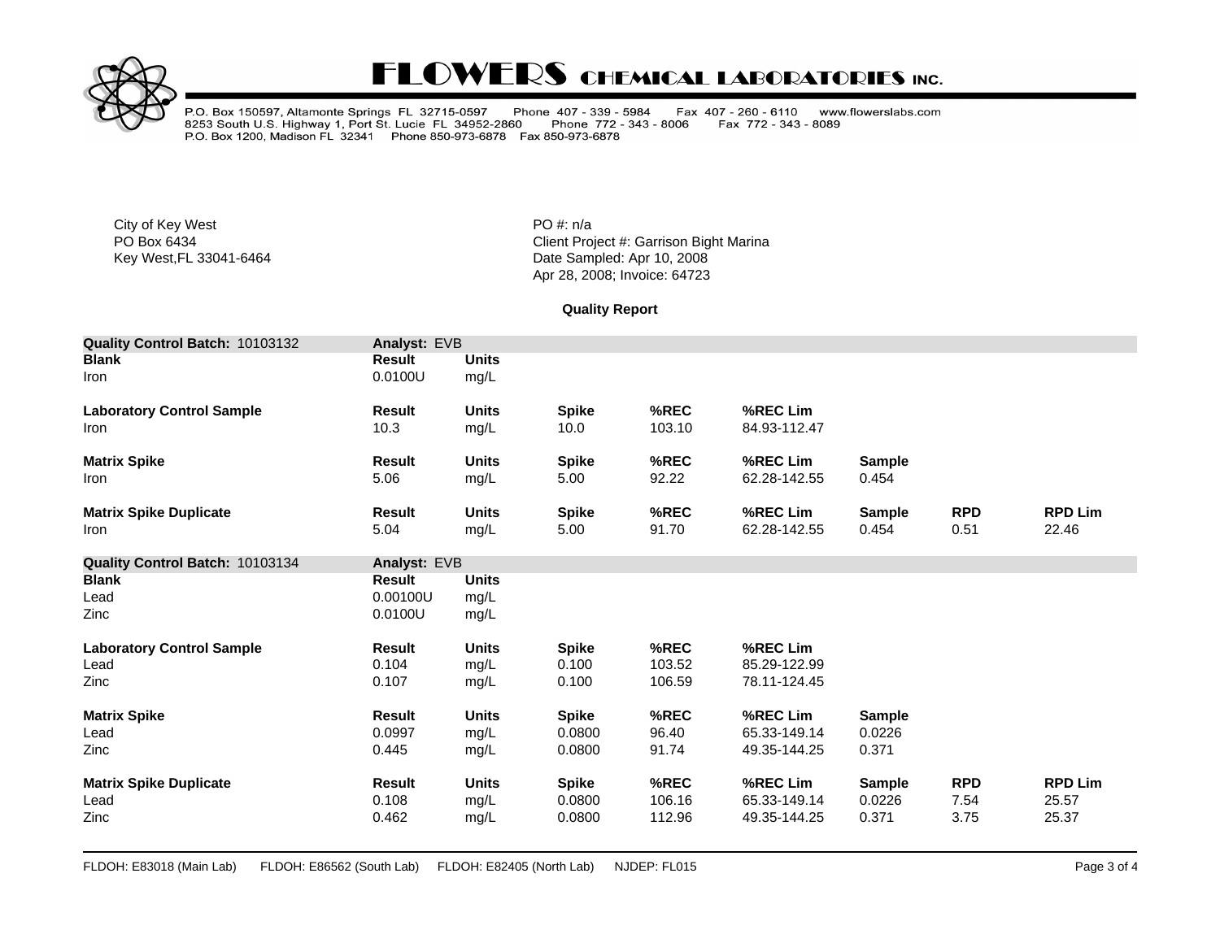# FLOWERS CHEMICAL LABORATORIES INC.

P.O. Box 150597, Altamonte Springs FL 32715-0597 Phone 407 - 339 - 5984 Fax 407 - 260 - 6110 www.flowerslabs.com
8253 South U.S. Highway 1, Port St. Lucie FL 34952-2860 Phone 772 - 343 - 8006 Fax 772 - 343 - 8089
P.O. Box 1200, Madison FL 32341 Phone 850-973-6878 Fax 850-973-6878

City of Key West
PO Box 6434
Key West,FL 33041-6464

PO #: n/a
Client Project #: Garrison Bight Marina
Date Sampled: Apr 10, 2008
Apr 28, 2008; Invoice: 64723

**Quality Report**

| **Quality Control Batch:** 10103132 | **Analyst:** EVB | | | | | | | |
|---|---|---|---|---|---|---|---|---|
| **Blank** | **Result** | **Units** | | | | | | |
| Iron | 0.0100U | mg/L | | | | | | |
| **Laboratory Control Sample** | **Result** | **Units** | **Spike** | **%REC** | **%REC Lim** | | | |
| Iron | 10.3 | mg/L | 10.0 | 103.10 | 84.93-112.47 | | | |
| **Matrix Spike** | **Result** | **Units** | **Spike** | **%REC** | **%REC Lim** | **Sample** | | |
| Iron | 5.06 | mg/L | 5.00 | 92.22 | 62.28-142.55 | 0.454 | | |
| **Matrix Spike Duplicate** | **Result** | **Units** | **Spike** | **%REC** | **%REC Lim** | **Sample** | **RPD** | **RPD Lim** |
| Iron | 5.04 | mg/L | 5.00 | 91.70 | 62.28-142.55 | 0.454 | 0.51 | 22.46 |

| **Quality Control Batch:** 10103134 | **Analyst:** EVB | | | | | | | |
|---|---|---|---|---|---|---|---|---|
| **Blank** | **Result** | **Units** | | | | | | |
| Lead | 0.00100U | mg/L | | | | | | |
| Zinc | 0.0100U | mg/L | | | | | | |
| **Laboratory Control Sample** | **Result** | **Units** | **Spike** | **%REC** | **%REC Lim** | | | |
| Lead | 0.104 | mg/L | 0.100 | 103.52 | 85.29-122.99 | | | |
| Zinc | 0.107 | mg/L | 0.100 | 106.59 | 78.11-124.45 | | | |
| **Matrix Spike** | **Result** | **Units** | **Spike** | **%REC** | **%REC Lim** | **Sample** | | |
| Lead | 0.0997 | mg/L | 0.0800 | 96.40 | 65.33-149.14 | 0.0226 | | |
| Zinc | 0.445 | mg/L | 0.0800 | 91.74 | 49.35-144.25 | 0.371 | | |
| **Matrix Spike Duplicate** | **Result** | **Units** | **Spike** | **%REC** | **%REC Lim** | **Sample** | **RPD** | **RPD Lim** |
| Lead | 0.108 | mg/L | 0.0800 | 106.16 | 65.33-149.14 | 0.0226 | 7.54 | 25.57 |
| Zinc | 0.462 | mg/L | 0.0800 | 112.96 | 49.35-144.25 | 0.371 | 3.75 | 25.37 |

FLDOH: E83018 (Main Lab) FLDOH: E86562 (South Lab) FLDOH: E82405 (North Lab) NJDEP: FL015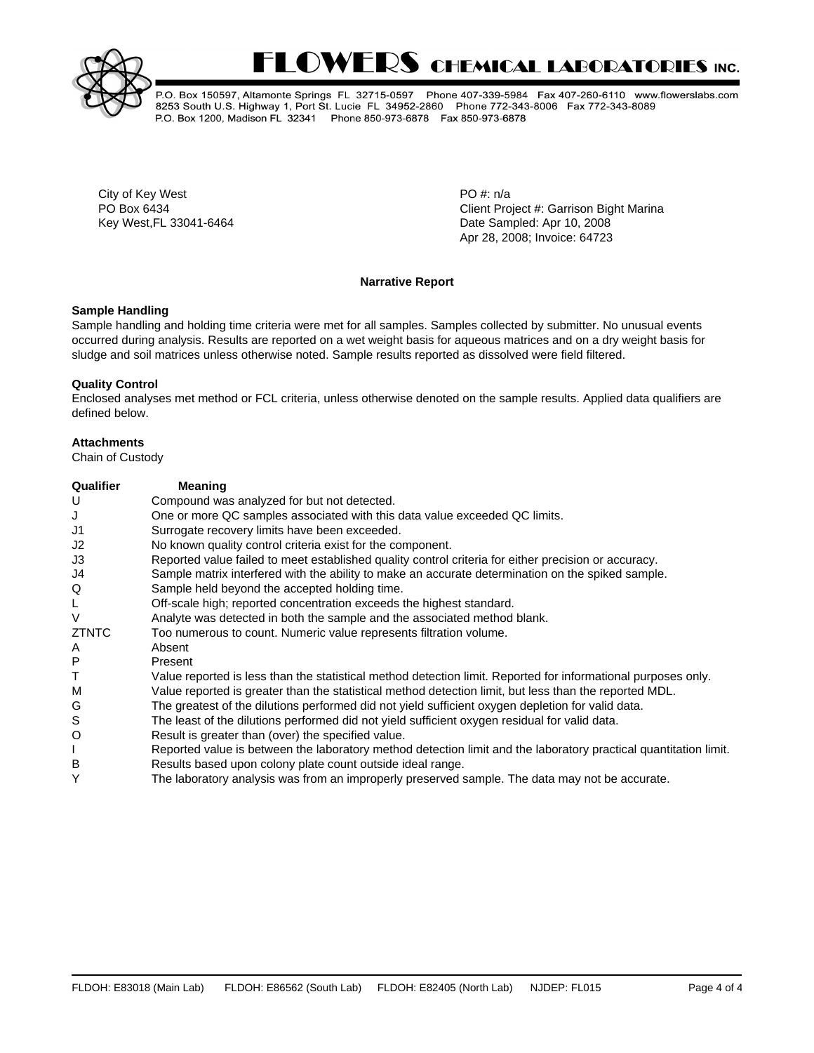# FLOWERS CHEMICAL LABORATORIES INC.

P.O. Box 150597, Altamonte Springs FL 32715-0597 Phone 407-339-5984 Fax 407-260-6110 www.flowerslabs.com
8253 South U.S. Highway 1, Port St. Lucie FL 34952-2860 Phone 772-343-8006 Fax 772-343-8089
P.O. Box 1200, Madison FL 32341 Phone 850-973-6878 Fax 850-973-6878

City of Key West
PO Box 6434
Key West,FL 33041-6464

PO #: n/a
Client Project #: Garrison Bight Marina
Date Sampled: Apr 10, 2008
Apr 28, 2008; Invoice: 64723

## Narrative Report

### Sample Handling

Sample handling and holding time criteria were met for all samples. Samples collected by submitter. No unusual events occurred during analysis. Results are reported on a wet weight basis for aqueous matrices and on a dry weight basis for sludge and soil matrices unless otherwise noted. Sample results reported as dissolved were field filtered.

### Quality Control

Enclosed analyses met method or FCL criteria, unless otherwise denoted on the sample results. Applied data qualifiers are defined below.

### Attachments

Chain of Custody

| Qualifier | Meaning |
|---|---|
| U | Compound was analyzed for but not detected. |
| J | One or more QC samples associated with this data value exceeded QC limits. |
| J1 | Surrogate recovery limits have been exceeded. |
| J2 | No known quality control criteria exist for the component. |
| J3 | Reported value failed to meet established quality control criteria for either precision or accuracy. |
| J4 | Sample matrix interfered with the ability to make an accurate determination on the spiked sample. |
| Q | Sample held beyond the accepted holding time. |
| L | Off-scale high; reported concentration exceeds the highest standard. |
| V | Analyte was detected in both the sample and the associated method blank. |
| ZTNTC | Too numerous to count. Numeric value represents filtration volume. |
| A | Absent |
| P | Present |
| T | Value reported is less than the statistical method detection limit. Reported for informational purposes only. |
| M | Value reported is greater than the statistical method detection limit, but less than the reported MDL. |
| G | The greatest of the dilutions performed did not yield sufficient oxygen depletion for valid data. |
| S | The least of the dilutions performed did not yield sufficient oxygen residual for valid data. |
| O | Result is greater than (over) the specified value. |
| I | Reported value is between the laboratory method detection limit and the laboratory practical quantitation limit. |
| B | Results based upon colony plate count outside ideal range. |
| Y | The laboratory analysis was from an improperly preserved sample. The data may not be accurate. |

FLDOH: E83018 (Main Lab) FLDOH: E86562 (South Lab) FLDOH: E82405 (North Lab) NJDEP: FL015